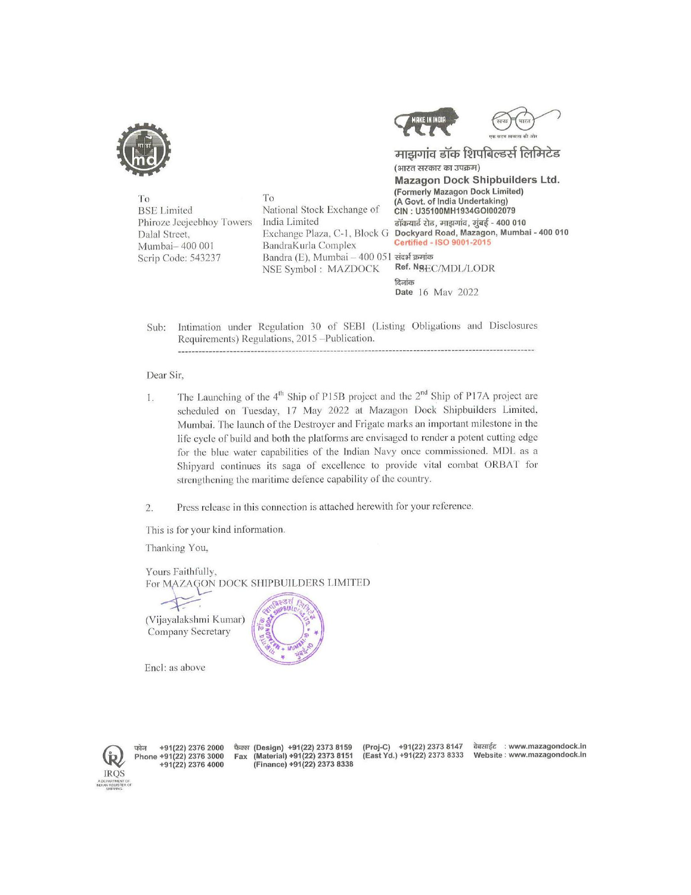माझगांव डॉक शिपबिल्डर्स लिमिटेड
(भारत सरकार का उपक्रम)

**Mazagon Dock Shipbuilders Ltd.**
(Formerly Mazagon Dock Limited)
(A Govt. of India Undertaking)
CIN : U35100MH1934GOI002079
डॉकयार्ड रोड, माझगांव, मुंबई - 400 010
Dockyard Road, Mazagon, Mumbai - 400 010
Certified - ISO 9001-2015

To
BSE Limited
Phiroze Jeejeebhoy Towers
Dalal Street,
Mumbai– 400 001
Scrip Code: 543237

To
National Stock Exchange of India Limited
Exchange Plaza, C-1, Block G
BandraKurla Complex
Bandra (E), Mumbai – 400 051
NSE Symbol : MAZDOCK

संदर्भ क्रमांक
Ref. No. SEC/MDL/LODR

दिनांक
Date 16 May 2022

Sub: Intimation under Regulation 30 of SEBI (Listing Obligations and Disclosures Requirements) Regulations, 2015 –Publication.

Dear Sir,

1. The Launching of the 4th Ship of P15B project and the 2nd Ship of P17A project are scheduled on Tuesday, 17 May 2022 at Mazagon Dock Shipbuilders Limited, Mumbai. The launch of the Destroyer and Frigate marks an important milestone in the life cycle of build and both the platforms are envisaged to render a potent cutting edge for the blue water capabilities of the Indian Navy once commissioned. MDL as a Shipyard continues its saga of excellence to provide vital combat ORBAT for strengthening the maritime defence capability of the country.

2. Press release in this connection is attached herewith for your reference.

This is for your kind information.

Thanking You,

Yours Faithfully,
For MAZAGON DOCK SHIPBUILDERS LIMITED

(Vijayalakshmi Kumar)
Company Secretary

Encl: as above

फोन / Phone +91(22) 2376 2000, +91(22) 2376 3000, +91(22) 2376 4000
फैक्स / Fax (Design) +91(22) 2373 8159, (Material) +91(22) 2373 8151, (Finance) +91(22) 2373 8338
(Proj-C) +91(22) 2373 8147, (East Yd.) +91(22) 2373 8333
वेबसाईट : www.mazagondock.in
Website : www.mazagondock.in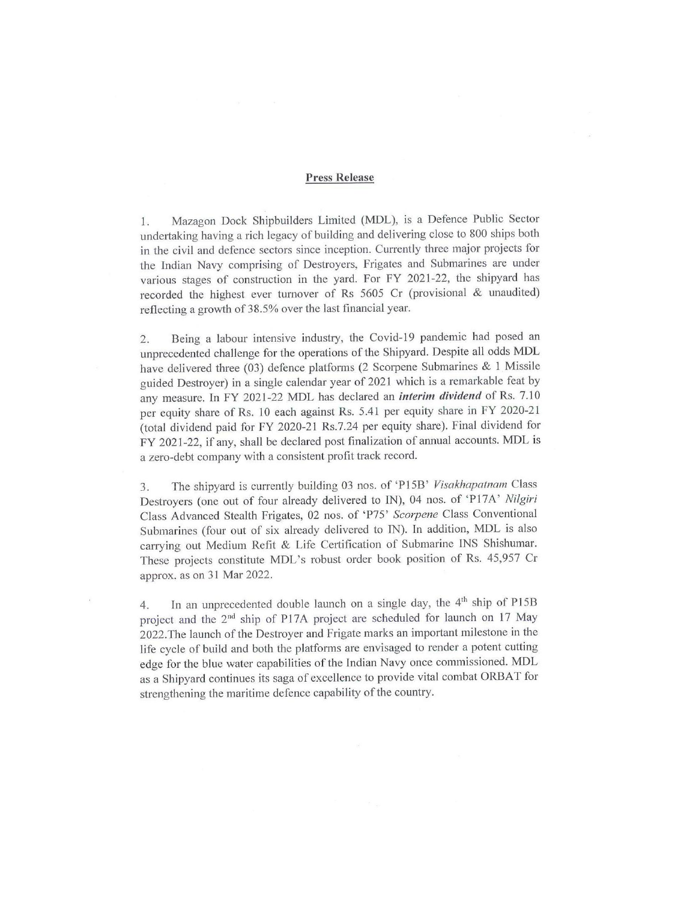**Press Release**

1. Mazagon Dock Shipbuilders Limited (MDL), is a Defence Public Sector undertaking having a rich legacy of building and delivering close to 800 ships both in the civil and defence sectors since inception. Currently three major projects for the Indian Navy comprising of Destroyers, Frigates and Submarines are under various stages of construction in the yard. For FY 2021-22, the shipyard has recorded the highest ever turnover of Rs 5605 Cr (provisional & unaudited) reflecting a growth of 38.5% over the last financial year.

2. Being a labour intensive industry, the Covid-19 pandemic had posed an unprecedented challenge for the operations of the Shipyard. Despite all odds MDL have delivered three (03) defence platforms (2 Scorpene Submarines & 1 Missile guided Destroyer) in a single calendar year of 2021 which is a remarkable feat by any measure. In FY 2021-22 MDL has declared an ***interim dividend*** of Rs. 7.10 per equity share of Rs. 10 each against Rs. 5.41 per equity share in FY 2020-21 (total dividend paid for FY 2020-21 Rs.7.24 per equity share). Final dividend for FY 2021-22, if any, shall be declared post finalization of annual accounts. MDL is a zero-debt company with a consistent profit track record.

3. The shipyard is currently building 03 nos. of 'P15B' *Visakhapatnam* Class Destroyers (one out of four already delivered to IN), 04 nos. of 'P17A' *Nilgiri* Class Advanced Stealth Frigates, 02 nos. of 'P75' *Scorpene* Class Conventional Submarines (four out of six already delivered to IN). In addition, MDL is also carrying out Medium Refit & Life Certification of Submarine INS Shishumar. These projects constitute MDL's robust order book position of Rs. 45,957 Cr approx. as on 31 Mar 2022.

4. In an unprecedented double launch on a single day, the 4th ship of P15B project and the 2nd ship of P17A project are scheduled for launch on 17 May 2022.The launch of the Destroyer and Frigate marks an important milestone in the life cycle of build and both the platforms are envisaged to render a potent cutting edge for the blue water capabilities of the Indian Navy once commissioned. MDL as a Shipyard continues its saga of excellence to provide vital combat ORBAT for strengthening the maritime defence capability of the country.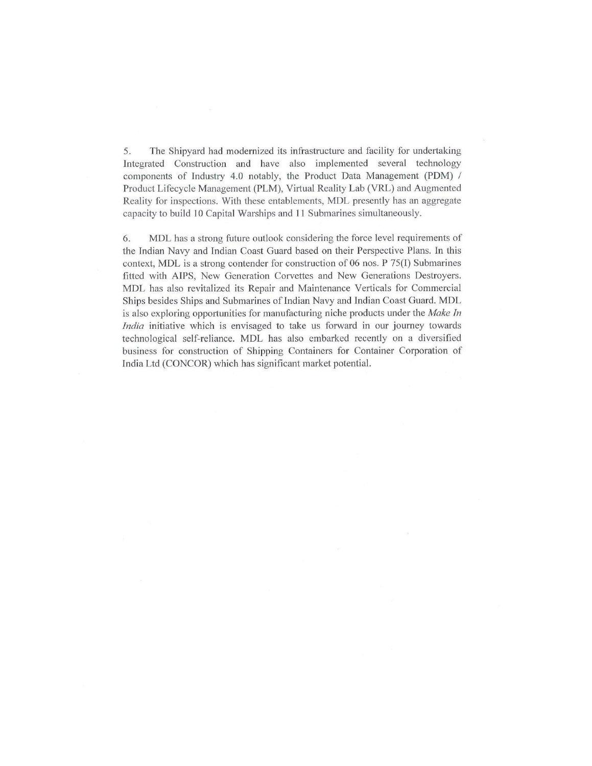5. The Shipyard had modernized its infrastructure and facility for undertaking Integrated Construction and have also implemented several technology components of Industry 4.0 notably, the Product Data Management (PDM) / Product Lifecycle Management (PLM), Virtual Reality Lab (VRL) and Augmented Reality for inspections. With these entablements, MDL presently has an aggregate capacity to build 10 Capital Warships and 11 Submarines simultaneously.

6. MDL has a strong future outlook considering the force level requirements of the Indian Navy and Indian Coast Guard based on their Perspective Plans. In this context, MDL is a strong contender for construction of 06 nos. P 75(I) Submarines fitted with AIPS, New Generation Corvettes and New Generations Destroyers. MDL has also revitalized its Repair and Maintenance Verticals for Commercial Ships besides Ships and Submarines of Indian Navy and Indian Coast Guard. MDL is also exploring opportunities for manufacturing niche products under the *Make In India* initiative which is envisaged to take us forward in our journey towards technological self-reliance. MDL has also embarked recently on a diversified business for construction of Shipping Containers for Container Corporation of India Ltd (CONCOR) which has significant market potential.